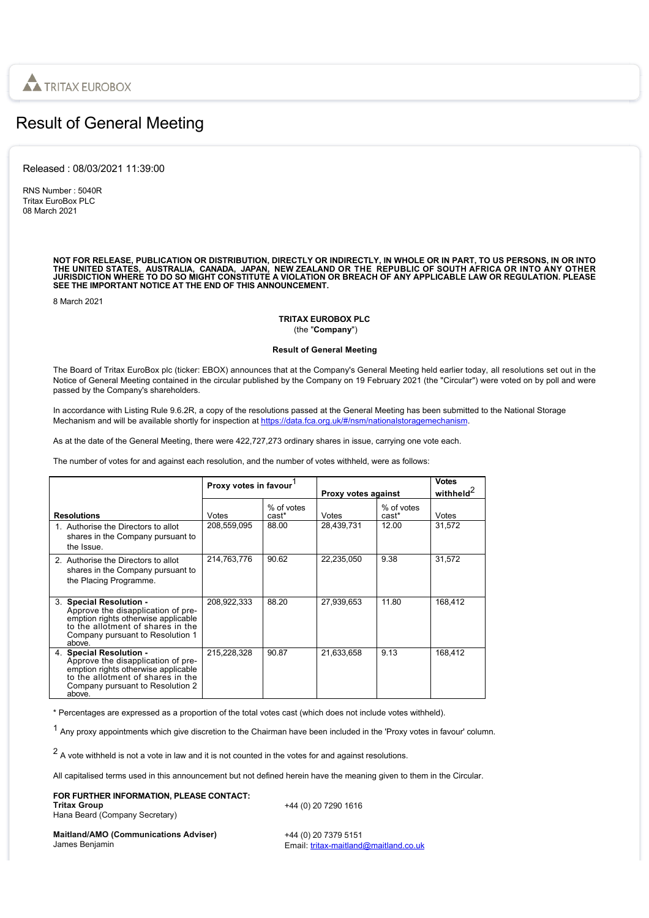TRITAX EUROBOX

# Result of General Meeting

Released : 08/03/2021 11:39:00

RNS Number : 5040R
Tritax EuroBox PLC
08 March 2021

**NOT FOR RELEASE, PUBLICATION OR DISTRIBUTION, DIRECTLY OR INDIRECTLY, IN WHOLE OR IN PART, TO US PERSONS, IN OR INTO THE UNITED STATES, AUSTRALIA, CANADA, JAPAN, NEW ZEALAND OR THE REPUBLIC OF SOUTH AFRICA OR INTO ANY OTHER JURISDICTION WHERE TO DO SO MIGHT CONSTITUTE A VIOLATION OR BREACH OF ANY APPLICABLE LAW OR REGULATION. PLEASE SEE THE IMPORTANT NOTICE AT THE END OF THIS ANNOUNCEMENT.**

8 March 2021

**TRITAX EUROBOX PLC**
(the "**Company**")

**Result of General Meeting**

The Board of Tritax EuroBox plc (ticker: EBOX) announces that at the Company's General Meeting held earlier today, all resolutions set out in the Notice of General Meeting contained in the circular published by the Company on 19 February 2021 (the "Circular") were voted on by poll and were passed by the Company's shareholders.

In accordance with Listing Rule 9.6.2R, a copy of the resolutions passed at the General Meeting has been submitted to the National Storage Mechanism and will be available shortly for inspection at https://data.fca.org.uk/#/nsm/nationalstoragemechanism.

As at the date of the General Meeting, there were 422,727,273 ordinary shares in issue, carrying one vote each.

The number of votes for and against each resolution, and the number of votes withheld, were as follows:

| | **Proxy votes in favour**[1] | | **Proxy votes against** | | **Votes withheld**[2] |
|---|---|---|---|---|---|
| **Resolutions** | Votes | % of votes cast* | Votes | % of votes cast* | Votes |
| 1. Authorise the Directors to allot shares in the Company pursuant to the Issue. | 208,559,095 | 88.00 | 28,439,731 | 12.00 | 31,572 |
| 2. Authorise the Directors to allot shares in the Company pursuant to the Placing Programme. | 214,763,776 | 90.62 | 22,235,050 | 9.38 | 31,572 |
| 3. **Special Resolution -** Approve the disapplication of pre-emption rights otherwise applicable to the allotment of shares in the Company pursuant to Resolution 1 above. | 208,922,333 | 88.20 | 27,939,653 | 11.80 | 168,412 |
| 4. **Special Resolution -** Approve the disapplication of pre-emption rights otherwise applicable to the allotment of shares in the Company pursuant to Resolution 2 above. | 215,228,328 | 90.87 | 21,633,658 | 9.13 | 168,412 |

\* Percentages are expressed as a proportion of the total votes cast (which does not include votes withheld).

[1] Any proxy appointments which give discretion to the Chairman have been included in the 'Proxy votes in favour' column.

[2] A vote withheld is not a vote in law and it is not counted in the votes for and against resolutions.

All capitalised terms used in this announcement but not defined herein have the meaning given to them in the Circular.

**FOR FURTHER INFORMATION, PLEASE CONTACT:**

**Tritax Group**
Hana Beard (Company Secretary)
+44 (0) 20 7290 1616

**Maitland/AMO (Communications Adviser)**
James Benjamin
+44 (0) 20 7379 5151
Email: tritax-maitland@maitland.co.uk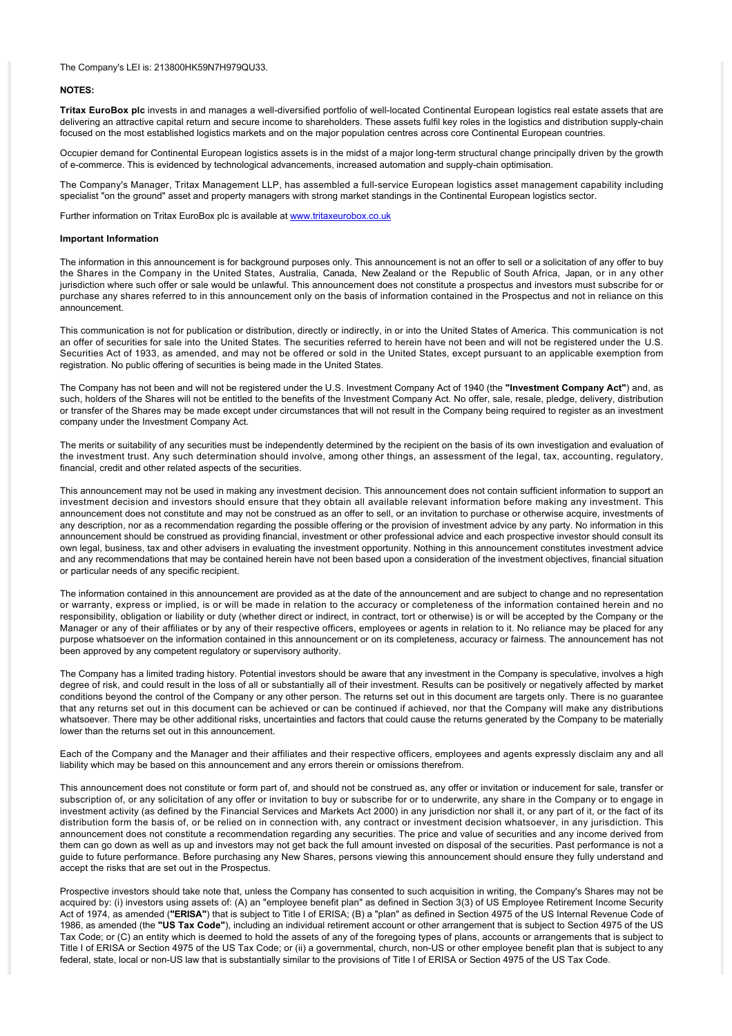The Company's LEI is: 213800HK59N7H979QU33.

**NOTES:**

**Tritax EuroBox plc** invests in and manages a well-diversified portfolio of well-located Continental European logistics real estate assets that are delivering an attractive capital return and secure income to shareholders. These assets fulfil key roles in the logistics and distribution supply-chain focused on the most established logistics markets and on the major population centres across core Continental European countries.

Occupier demand for Continental European logistics assets is in the midst of a major long-term structural change principally driven by the growth of e-commerce. This is evidenced by technological advancements, increased automation and supply-chain optimisation.

The Company's Manager, Tritax Management LLP, has assembled a full-service European logistics asset management capability including specialist "on the ground" asset and property managers with strong market standings in the Continental European logistics sector.

Further information on Tritax EuroBox plc is available at www.tritaxeurobox.co.uk

**Important Information**

The information in this announcement is for background purposes only. This announcement is not an offer to sell or a solicitation of any offer to buy the Shares in the Company in the United States, Australia, Canada, New Zealand or the Republic of South Africa, Japan, or in any other jurisdiction where such offer or sale would be unlawful. This announcement does not constitute a prospectus and investors must subscribe for or purchase any shares referred to in this announcement only on the basis of information contained in the Prospectus and not in reliance on this announcement.

This communication is not for publication or distribution, directly or indirectly, in or into the United States of America. This communication is not an offer of securities for sale into the United States. The securities referred to herein have not been and will not be registered under the U.S. Securities Act of 1933, as amended, and may not be offered or sold in the United States, except pursuant to an applicable exemption from registration. No public offering of securities is being made in the United States.

The Company has not been and will not be registered under the U.S. Investment Company Act of 1940 (the **"Investment Company Act"**) and, as such, holders of the Shares will not be entitled to the benefits of the Investment Company Act. No offer, sale, resale, pledge, delivery, distribution or transfer of the Shares may be made except under circumstances that will not result in the Company being required to register as an investment company under the Investment Company Act.

The merits or suitability of any securities must be independently determined by the recipient on the basis of its own investigation and evaluation of the investment trust. Any such determination should involve, among other things, an assessment of the legal, tax, accounting, regulatory, financial, credit and other related aspects of the securities.

This announcement may not be used in making any investment decision. This announcement does not contain sufficient information to support an investment decision and investors should ensure that they obtain all available relevant information before making any investment. This announcement does not constitute and may not be construed as an offer to sell, or an invitation to purchase or otherwise acquire, investments of any description, nor as a recommendation regarding the possible offering or the provision of investment advice by any party. No information in this announcement should be construed as providing financial, investment or other professional advice and each prospective investor should consult its own legal, business, tax and other advisers in evaluating the investment opportunity. Nothing in this announcement constitutes investment advice and any recommendations that may be contained herein have not been based upon a consideration of the investment objectives, financial situation or particular needs of any specific recipient.

The information contained in this announcement are provided as at the date of the announcement and are subject to change and no representation or warranty, express or implied, is or will be made in relation to the accuracy or completeness of the information contained herein and no responsibility, obligation or liability or duty (whether direct or indirect, in contract, tort or otherwise) is or will be accepted by the Company or the Manager or any of their affiliates or by any of their respective officers, employees or agents in relation to it. No reliance may be placed for any purpose whatsoever on the information contained in this announcement or on its completeness, accuracy or fairness. The announcement has not been approved by any competent regulatory or supervisory authority.

The Company has a limited trading history. Potential investors should be aware that any investment in the Company is speculative, involves a high degree of risk, and could result in the loss of all or substantially all of their investment. Results can be positively or negatively affected by market conditions beyond the control of the Company or any other person. The returns set out in this document are targets only. There is no guarantee that any returns set out in this document can be achieved or can be continued if achieved, nor that the Company will make any distributions whatsoever. There may be other additional risks, uncertainties and factors that could cause the returns generated by the Company to be materially lower than the returns set out in this announcement.

Each of the Company and the Manager and their affiliates and their respective officers, employees and agents expressly disclaim any and all liability which may be based on this announcement and any errors therein or omissions therefrom.

This announcement does not constitute or form part of, and should not be construed as, any offer or invitation or inducement for sale, transfer or subscription of, or any solicitation of any offer or invitation to buy or subscribe for or to underwrite, any share in the Company or to engage in investment activity (as defined by the Financial Services and Markets Act 2000) in any jurisdiction nor shall it, or any part of it, or the fact of its distribution form the basis of, or be relied on in connection with, any contract or investment decision whatsoever, in any jurisdiction. This announcement does not constitute a recommendation regarding any securities. The price and value of securities and any income derived from them can go down as well as up and investors may not get back the full amount invested on disposal of the securities. Past performance is not a guide to future performance. Before purchasing any New Shares, persons viewing this announcement should ensure they fully understand and accept the risks that are set out in the Prospectus.

Prospective investors should take note that, unless the Company has consented to such acquisition in writing, the Company's Shares may not be acquired by: (i) investors using assets of: (A) an "employee benefit plan" as defined in Section 3(3) of US Employee Retirement Income Security Act of 1974, as amended (**"ERISA"**) that is subject to Title I of ERISA; (B) a "plan" as defined in Section 4975 of the US Internal Revenue Code of 1986, as amended (the **"US Tax Code"**), including an individual retirement account or other arrangement that is subject to Section 4975 of the US Tax Code; or (C) an entity which is deemed to hold the assets of any of the foregoing types of plans, accounts or arrangements that is subject to Title I of ERISA or Section 4975 of the US Tax Code; or (ii) a governmental, church, non-US or other employee benefit plan that is subject to any federal, state, local or non-US law that is substantially similar to the provisions of Title I of ERISA or Section 4975 of the US Tax Code.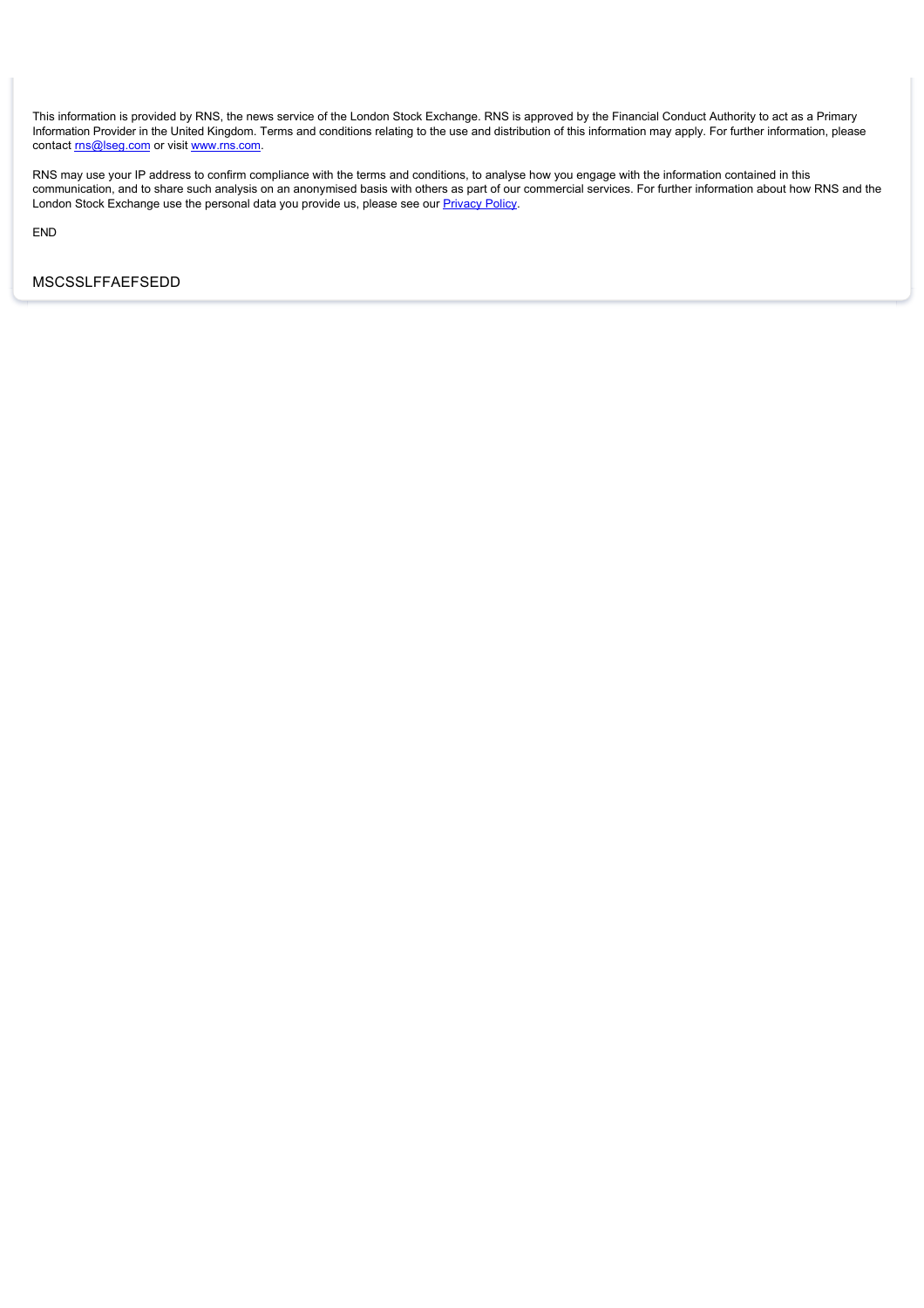This information is provided by RNS, the news service of the London Stock Exchange. RNS is approved by the Financial Conduct Authority to act as a Primary Information Provider in the United Kingdom. Terms and conditions relating to the use and distribution of this information may apply. For further information, please contact rns@lseg.com or visit www.rns.com.

RNS may use your IP address to confirm compliance with the terms and conditions, to analyse how you engage with the information contained in this communication, and to share such analysis on an anonymised basis with others as part of our commercial services. For further information about how RNS and the London Stock Exchange use the personal data you provide us, please see our Privacy Policy.

END

MSCSSLFFAEFSEDD